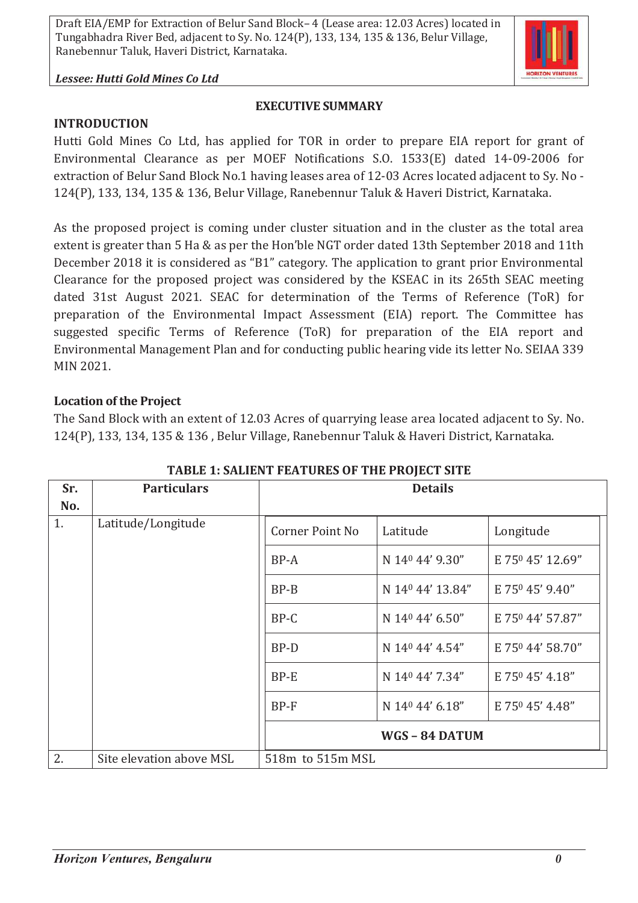## EXECUTIVE SUMMARY

### INTRODUCTION

Hutti Gold Mines Co Ltd, has applied for TOR in order to prepare EIA report for grant of Environmental Clearance as per MOEF Notifications S.O. 1533(E) dated 14-09-2006 for extraction of Belur Sand Block No.1 having leases area of 12-03 Acres located adjacent to Sy. No - 124(P), 133, 134, 135 & 136, Belur Village, Ranebennur Taluk & Haveri District, Karnataka.

As the proposed project is coming under cluster situation and in the cluster as the total area extent is greater than 5 Ha & as per the Hon'ble NGT order dated 13th September 2018 and 11th December 2018 it is considered as "B1" category. The application to grant prior Environmental Clearance for the proposed project was considered by the KSEAC in its 265th SEAC meeting dated 31st August 2021. SEAC for determination of the Terms of Reference (ToR) for preparation of the Environmental Impact Assessment (EIA) report. The Committee has suggested specific Terms of Reference (ToR) for preparation of the EIA report and Environmental Management Plan and for conducting public hearing vide its letter No. SEIAA 339 MIN 2021.

### Location of the Project

The Sand Block with an extent of 12.03 Acres of quarrying lease area located adjacent to Sy. No. 124(P), 133, 134, 135 & 136 , Belur Village, Ranebennur Taluk & Haveri District, Karnataka.

**TABLE 1: SALIENT FEATURES OF THE PROJECT SITE**

| Sr. No. | Particulars | Details | | |
|---|---|---|---|---|
| 1. | Latitude/Longitude | Corner Point No | Latitude | Longitude |
| | | BP-A | N 14° 44' 9.30" | E 75° 45' 12.69" |
| | | BP-B | N 14° 44' 13.84" | E 75° 45' 9.40" |
| | | BP-C | N 14° 44' 6.50" | E 75° 44' 57.87" |
| | | BP-D | N 14° 44' 4.54" | E 75° 44' 58.70" |
| | | BP-E | N 14° 44' 7.34" | E 75° 45' 4.18" |
| | | BP-F | N 14° 44' 6.18" | E 75° 45' 4.48" |
| | | **WGS – 84 DATUM** | | |
| 2. | Site elevation above MSL | 518m to 515m MSL | | |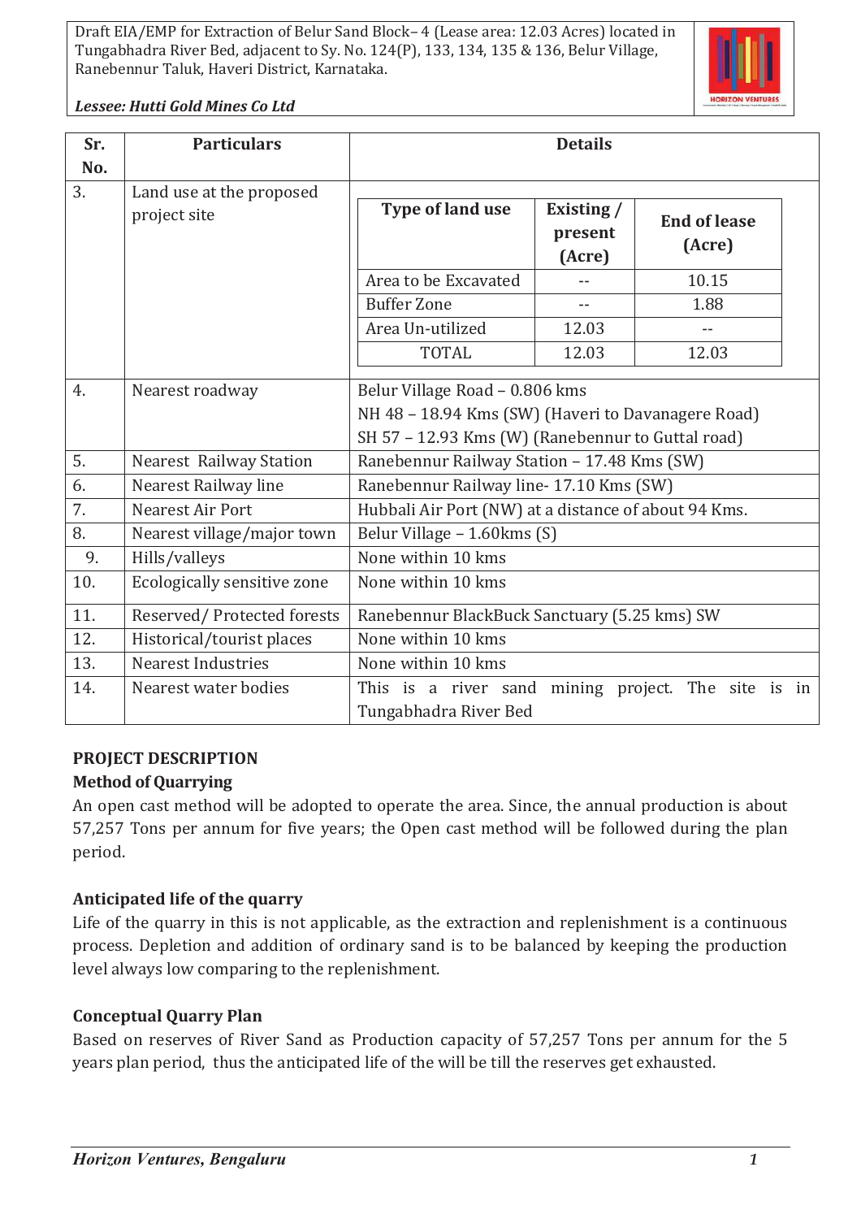| Sr. No. | Particulars | Details |
|---|---|---|
| 3. | Land use at the proposed project site | Type of land use / Existing / present (Acre) / End of lease (Acre): Area to be Excavated – -- / 10.15; Buffer Zone – -- / 1.88; Area Un-utilized – 12.03 / --; TOTAL – 12.03 / 12.03 |
| 4. | Nearest roadway | Belur Village Road – 0.806 kms<br>NH 48 – 18.94 Kms (SW) (Haveri to Davanagere Road)<br>SH 57 – 12.93 Kms (W) (Ranebennur to Guttal road) |
| 5. | Nearest Railway Station | Ranebennur Railway Station – 17.48 Kms (SW) |
| 6. | Nearest Railway line | Ranebennur Railway line- 17.10 Kms (SW) |
| 7. | Nearest Air Port | Hubbali Air Port (NW) at a distance of about 94 Kms. |
| 8. | Nearest village/major town | Belur Village – 1.60kms (S) |
| 9. | Hills/valleys | None within 10 kms |
| 10. | Ecologically sensitive zone | None within 10 kms |
| 11. | Reserved/ Protected forests | Ranebennur BlackBuck Sanctuary (5.25 kms) SW |
| 12. | Historical/tourist places | None within 10 kms |
| 13. | Nearest Industries | None within 10 kms |
| 14. | Nearest water bodies | This is a river sand mining project. The site is in Tungabhadra River Bed |

Land use at the proposed project site:

| Type of land use | Existing / present (Acre) | End of lease (Acre) |
|---|---|---|
| Area to be Excavated | -- | 10.15 |
| Buffer Zone | -- | 1.88 |
| Area Un-utilized | 12.03 | -- |
| TOTAL | 12.03 | 12.03 |

## PROJECT DESCRIPTION

### Method of Quarrying

An open cast method will be adopted to operate the area. Since, the annual production is about 57,257 Tons per annum for five years; the Open cast method will be followed during the plan period.

### Anticipated life of the quarry

Life of the quarry in this is not applicable, as the extraction and replenishment is a continuous process. Depletion and addition of ordinary sand is to be balanced by keeping the production level always low comparing to the replenishment.

### Conceptual Quarry Plan

Based on reserves of River Sand as Production capacity of 57,257 Tons per annum for the 5 years plan period, thus the anticipated life of the will be till the reserves get exhausted.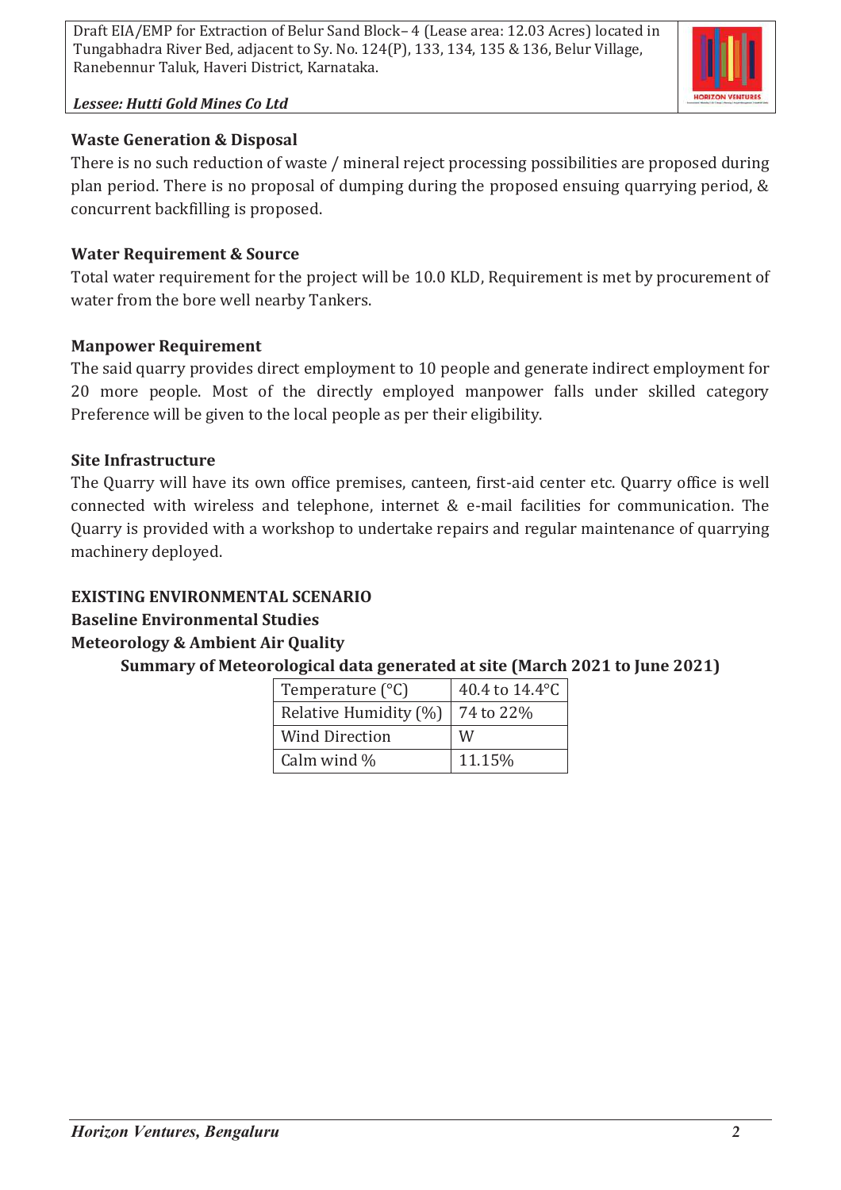**Waste Generation & Disposal**

There is no such reduction of waste / mineral reject processing possibilities are proposed during plan period. There is no proposal of dumping during the proposed ensuing quarrying period, & concurrent backfilling is proposed.

**Water Requirement & Source**

Total water requirement for the project will be 10.0 KLD, Requirement is met by procurement of water from the bore well nearby Tankers.

**Manpower Requirement**

The said quarry provides direct employment to 10 people and generate indirect employment for 20 more people. Most of the directly employed manpower falls under skilled category Preference will be given to the local people as per their eligibility.

**Site Infrastructure**

The Quarry will have its own office premises, canteen, first-aid center etc. Quarry office is well connected with wireless and telephone, internet & e-mail facilities for communication. The Quarry is provided with a workshop to undertake repairs and regular maintenance of quarrying machinery deployed.

**EXISTING ENVIRONMENTAL SCENARIO**

**Baseline Environmental Studies**

**Meteorology & Ambient Air Quality**

**Summary of Meteorological data generated at site (March 2021 to June 2021)**

| | |
|---|---|
| Temperature (°C) | 40.4 to 14.4°C |
| Relative Humidity (%) | 74 to 22% |
| Wind Direction | W |
| Calm wind % | 11.15% |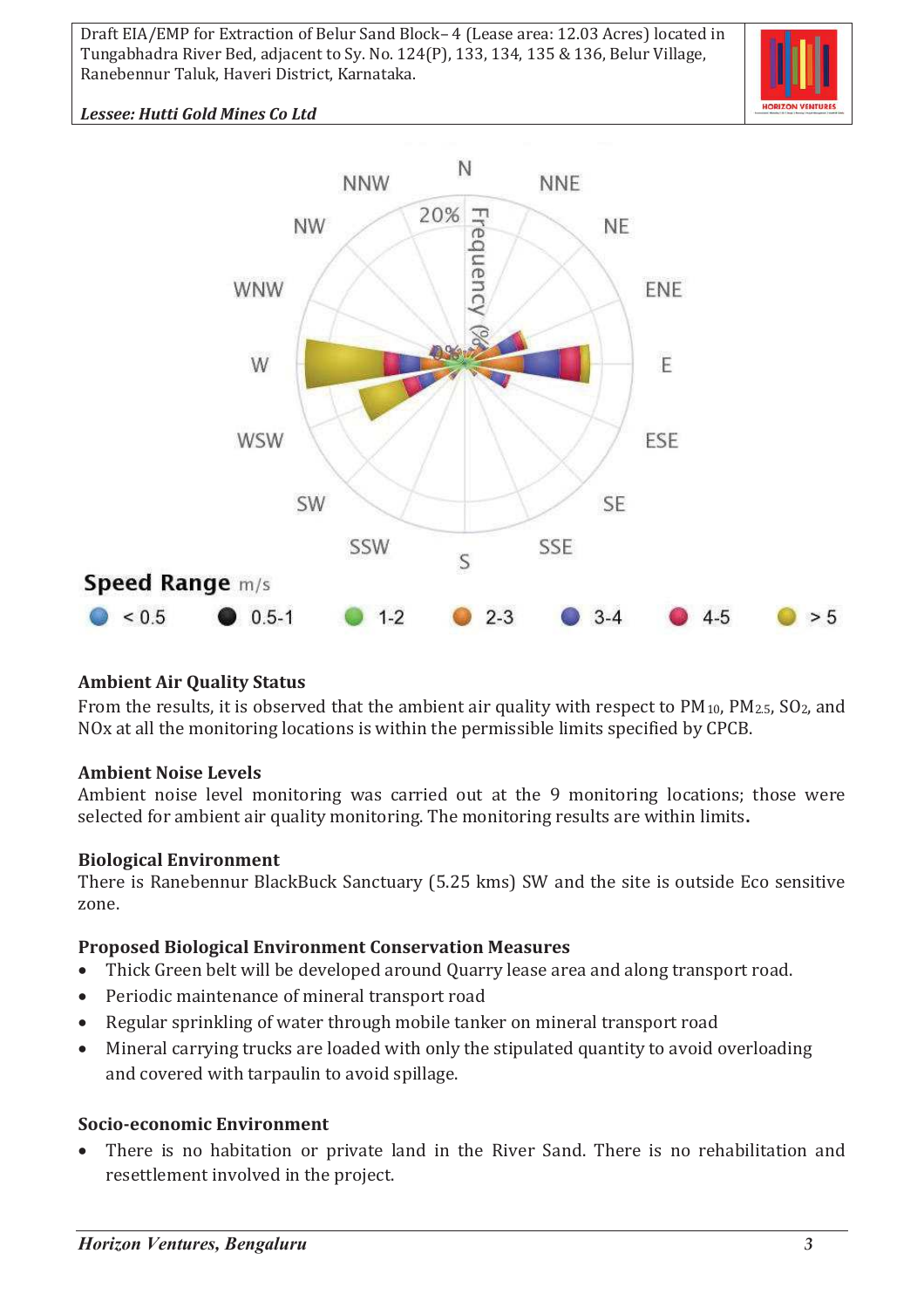N
NNW
NNE
NW
NE
WNW
ENE
W
E
WSW
ESE
SW
SE
SSW
SSE
S

20% Frequency (%)

**Speed Range** m/s

< 0.5 &nbsp;&nbsp; 0.5-1 &nbsp;&nbsp; 1-2 &nbsp;&nbsp; 2-3 &nbsp;&nbsp; 3-4 &nbsp;&nbsp; 4-5 &nbsp;&nbsp; > 5

### Ambient Air Quality Status

From the results, it is observed that the ambient air quality with respect to $PM_{10}$, $PM_{2.5}$, $SO_2$, and NOx at all the monitoring locations is within the permissible limits specified by CPCB.

### Ambient Noise Levels

Ambient noise level monitoring was carried out at the 9 monitoring locations; those were selected for ambient air quality monitoring. The monitoring results are within limits.

### Biological Environment

There is Ranebennur BlackBuck Sanctuary (5.25 kms) SW and the site is outside Eco sensitive zone.

### Proposed Biological Environment Conservation Measures

- Thick Green belt will be developed around Quarry lease area and along transport road.
- Periodic maintenance of mineral transport road
- Regular sprinkling of water through mobile tanker on mineral transport road
- Mineral carrying trucks are loaded with only the stipulated quantity to avoid overloading and covered with tarpaulin to avoid spillage.

### Socio-economic Environment

- There is no habitation or private land in the River Sand. There is no rehabilitation and resettlement involved in the project.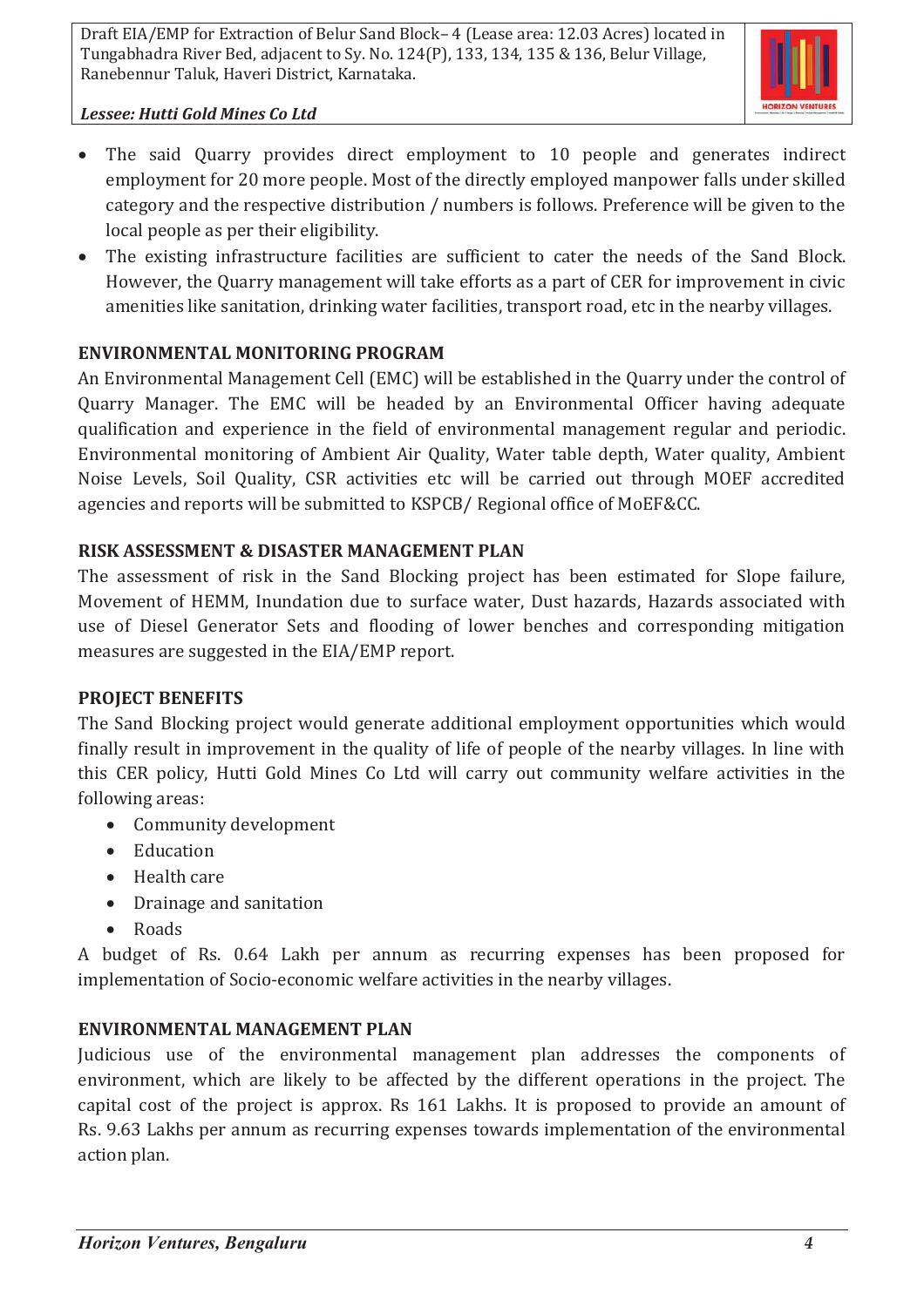- The said Quarry provides direct employment to 10 people and generates indirect employment for 20 more people. Most of the directly employed manpower falls under skilled category and the respective distribution / numbers is follows. Preference will be given to the local people as per their eligibility.
- The existing infrastructure facilities are sufficient to cater the needs of the Sand Block. However, the Quarry management will take efforts as a part of CER for improvement in civic amenities like sanitation, drinking water facilities, transport road, etc in the nearby villages.

**ENVIRONMENTAL MONITORING PROGRAM**

An Environmental Management Cell (EMC) will be established in the Quarry under the control of Quarry Manager. The EMC will be headed by an Environmental Officer having adequate qualification and experience in the field of environmental management regular and periodic. Environmental monitoring of Ambient Air Quality, Water table depth, Water quality, Ambient Noise Levels, Soil Quality, CSR activities etc will be carried out through MOEF accredited agencies and reports will be submitted to KSPCB/ Regional office of MoEF&CC.

**RISK ASSESSMENT & DISASTER MANAGEMENT PLAN**

The assessment of risk in the Sand Blocking project has been estimated for Slope failure, Movement of HEMM, Inundation due to surface water, Dust hazards, Hazards associated with use of Diesel Generator Sets and flooding of lower benches and corresponding mitigation measures are suggested in the EIA/EMP report.

**PROJECT BENEFITS**

The Sand Blocking project would generate additional employment opportunities which would finally result in improvement in the quality of life of people of the nearby villages. In line with this CER policy, Hutti Gold Mines Co Ltd will carry out community welfare activities in the following areas:

- Community development
- Education
- Health care
- Drainage and sanitation
- Roads

A budget of Rs. 0.64 Lakh per annum as recurring expenses has been proposed for implementation of Socio-economic welfare activities in the nearby villages.

**ENVIRONMENTAL MANAGEMENT PLAN**

Judicious use of the environmental management plan addresses the components of environment, which are likely to be affected by the different operations in the project. The capital cost of the project is approx. Rs 161 Lakhs. It is proposed to provide an amount of Rs. 9.63 Lakhs per annum as recurring expenses towards implementation of the environmental action plan.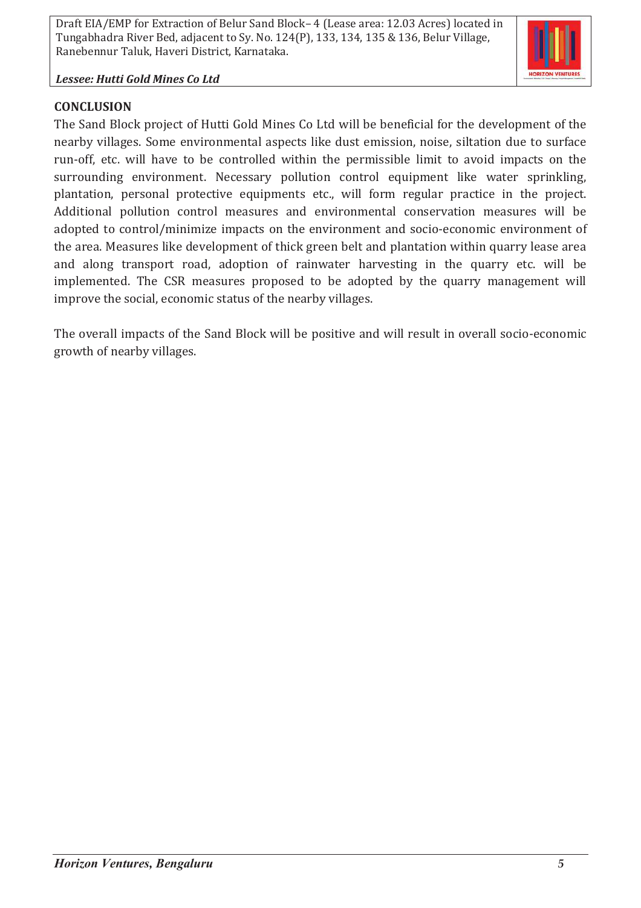**CONCLUSION**

The Sand Block project of Hutti Gold Mines Co Ltd will be beneficial for the development of the nearby villages. Some environmental aspects like dust emission, noise, siltation due to surface run-off, etc. will have to be controlled within the permissible limit to avoid impacts on the surrounding environment. Necessary pollution control equipment like water sprinkling, plantation, personal protective equipments etc., will form regular practice in the project. Additional pollution control measures and environmental conservation measures will be adopted to control/minimize impacts on the environment and socio-economic environment of the area. Measures like development of thick green belt and plantation within quarry lease area and along transport road, adoption of rainwater harvesting in the quarry etc. will be implemented. The CSR measures proposed to be adopted by the quarry management will improve the social, economic status of the nearby villages.

The overall impacts of the Sand Block will be positive and will result in overall socio-economic growth of nearby villages.